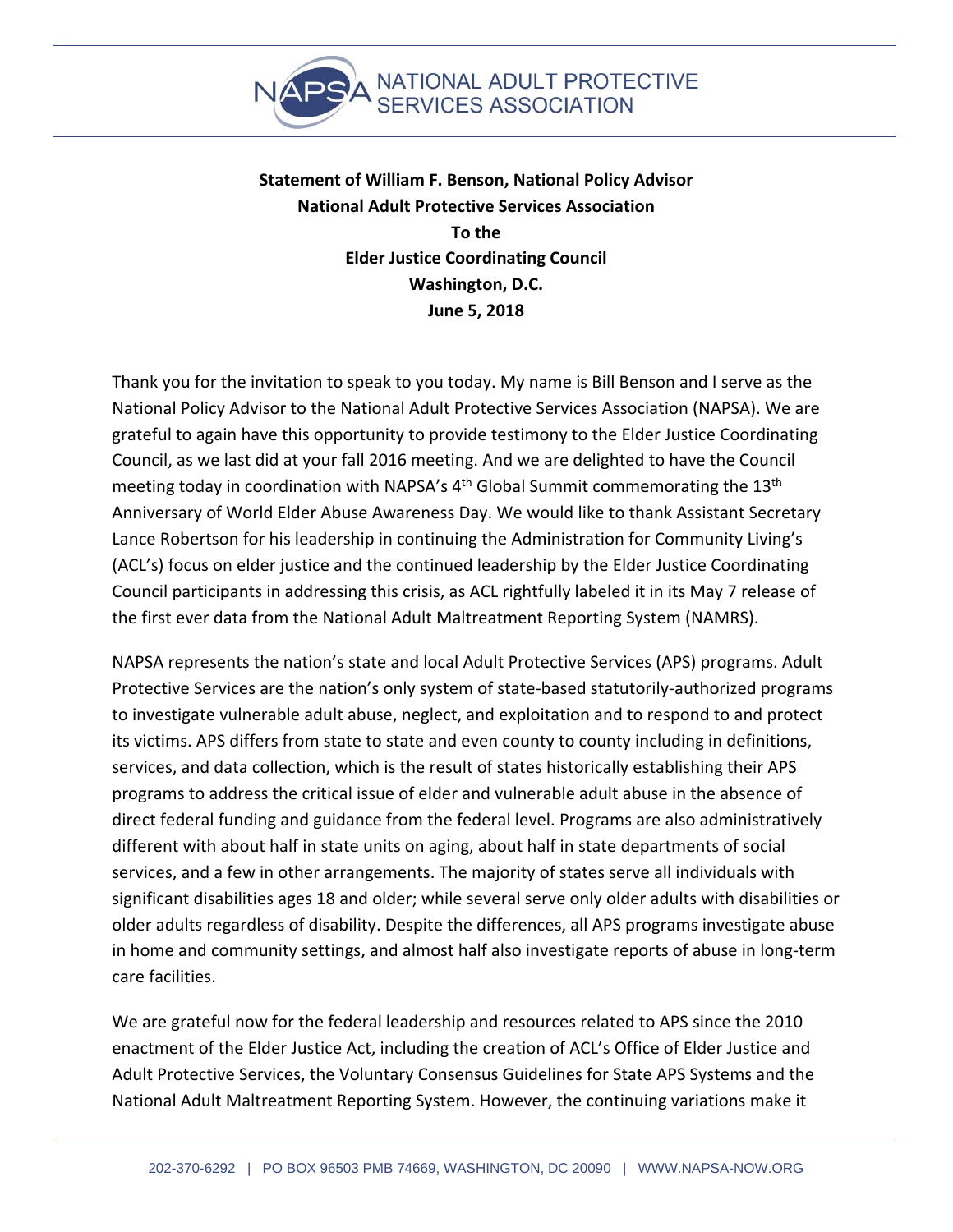NATIONAL ADULT PROTECTIVE SERVICES ASSOCIATION

**Statement of William F. Benson, National Policy Advisor**
**National Adult Protective Services Association**
**To the**
**Elder Justice Coordinating Council**
**Washington, D.C.**
**June 5, 2018**

Thank you for the invitation to speak to you today. My name is Bill Benson and I serve as the National Policy Advisor to the National Adult Protective Services Association (NAPSA). We are grateful to again have this opportunity to provide testimony to the Elder Justice Coordinating Council, as we last did at your fall 2016 meeting. And we are delighted to have the Council meeting today in coordination with NAPSA's 4th Global Summit commemorating the 13th Anniversary of World Elder Abuse Awareness Day. We would like to thank Assistant Secretary Lance Robertson for his leadership in continuing the Administration for Community Living's (ACL's) focus on elder justice and the continued leadership by the Elder Justice Coordinating Council participants in addressing this crisis, as ACL rightfully labeled it in its May 7 release of the first ever data from the National Adult Maltreatment Reporting System (NAMRS).

NAPSA represents the nation's state and local Adult Protective Services (APS) programs. Adult Protective Services are the nation's only system of state-based statutorily-authorized programs to investigate vulnerable adult abuse, neglect, and exploitation and to respond to and protect its victims. APS differs from state to state and even county to county including in definitions, services, and data collection, which is the result of states historically establishing their APS programs to address the critical issue of elder and vulnerable adult abuse in the absence of direct federal funding and guidance from the federal level. Programs are also administratively different with about half in state units on aging, about half in state departments of social services, and a few in other arrangements. The majority of states serve all individuals with significant disabilities ages 18 and older; while several serve only older adults with disabilities or older adults regardless of disability. Despite the differences, all APS programs investigate abuse in home and community settings, and almost half also investigate reports of abuse in long-term care facilities.

We are grateful now for the federal leadership and resources related to APS since the 2010 enactment of the Elder Justice Act, including the creation of ACL's Office of Elder Justice and Adult Protective Services, the Voluntary Consensus Guidelines for State APS Systems and the National Adult Maltreatment Reporting System. However, the continuing variations make it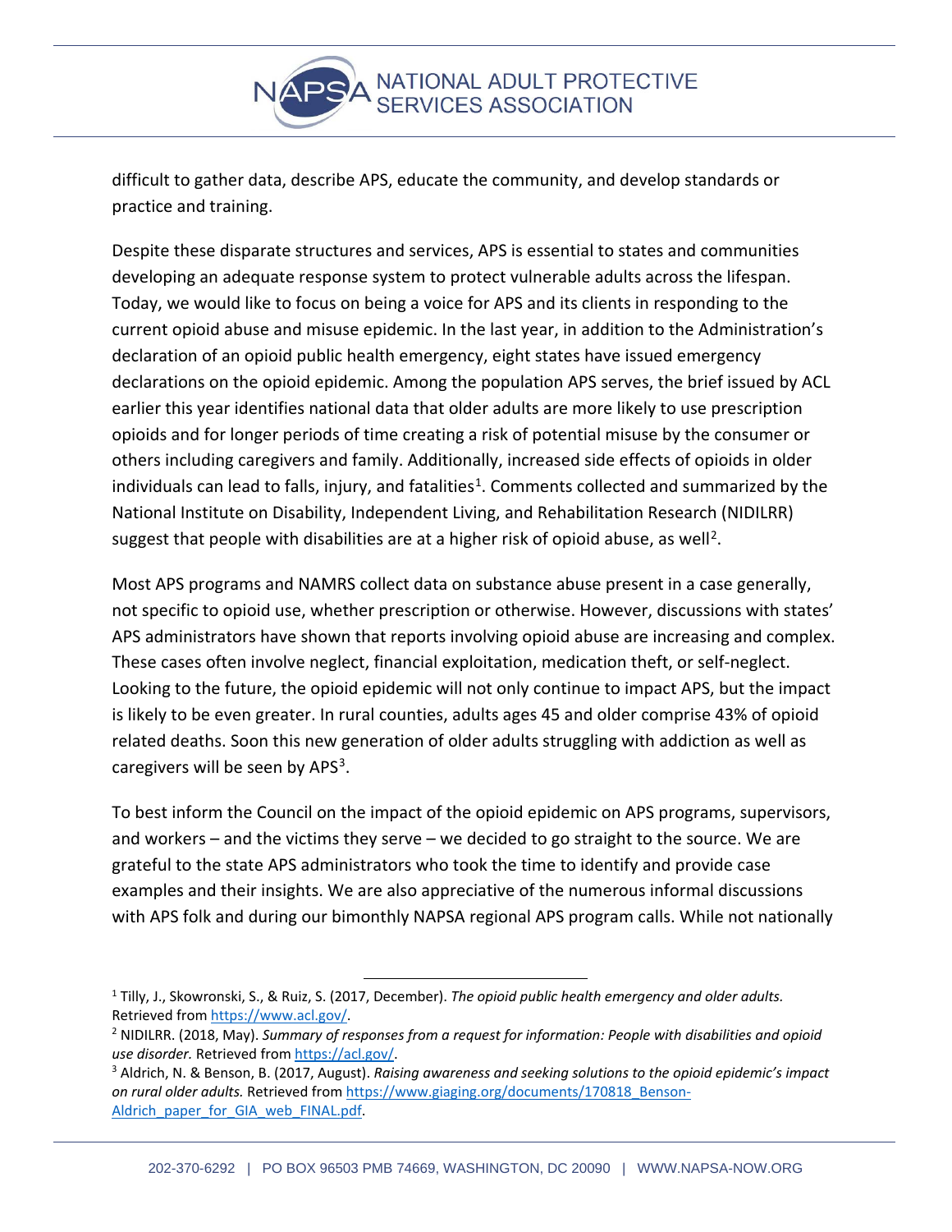difficult to gather data, describe APS, educate the community, and develop standards or practice and training.

Despite these disparate structures and services, APS is essential to states and communities developing an adequate response system to protect vulnerable adults across the lifespan. Today, we would like to focus on being a voice for APS and its clients in responding to the current opioid abuse and misuse epidemic. In the last year, in addition to the Administration's declaration of an opioid public health emergency, eight states have issued emergency declarations on the opioid epidemic. Among the population APS serves, the brief issued by ACL earlier this year identifies national data that older adults are more likely to use prescription opioids and for longer periods of time creating a risk of potential misuse by the consumer or others including caregivers and family. Additionally, increased side effects of opioids in older individuals can lead to falls, injury, and fatalities[1]. Comments collected and summarized by the National Institute on Disability, Independent Living, and Rehabilitation Research (NIDILRR) suggest that people with disabilities are at a higher risk of opioid abuse, as well[2].

Most APS programs and NAMRS collect data on substance abuse present in a case generally, not specific to opioid use, whether prescription or otherwise. However, discussions with states' APS administrators have shown that reports involving opioid abuse are increasing and complex. These cases often involve neglect, financial exploitation, medication theft, or self-neglect. Looking to the future, the opioid epidemic will not only continue to impact APS, but the impact is likely to be even greater. In rural counties, adults ages 45 and older comprise 43% of opioid related deaths. Soon this new generation of older adults struggling with addiction as well as caregivers will be seen by APS[3].

To best inform the Council on the impact of the opioid epidemic on APS programs, supervisors, and workers – and the victims they serve – we decided to go straight to the source. We are grateful to the state APS administrators who took the time to identify and provide case examples and their insights. We are also appreciative of the numerous informal discussions with APS folk and during our bimonthly NAPSA regional APS program calls. While not nationally

---

[1] Tilly, J., Skowronski, S., & Ruiz, S. (2017, December). *The opioid public health emergency and older adults.* Retrieved from https://www.acl.gov/.

[2] NIDILRR. (2018, May). *Summary of responses from a request for information: People with disabilities and opioid use disorder.* Retrieved from https://acl.gov/.

[3] Aldrich, N. & Benson, B. (2017, August). *Raising awareness and seeking solutions to the opioid epidemic's impact on rural older adults.* Retrieved from https://www.giaging.org/documents/170818_Benson-Aldrich_paper_for_GIA_web_FINAL.pdf.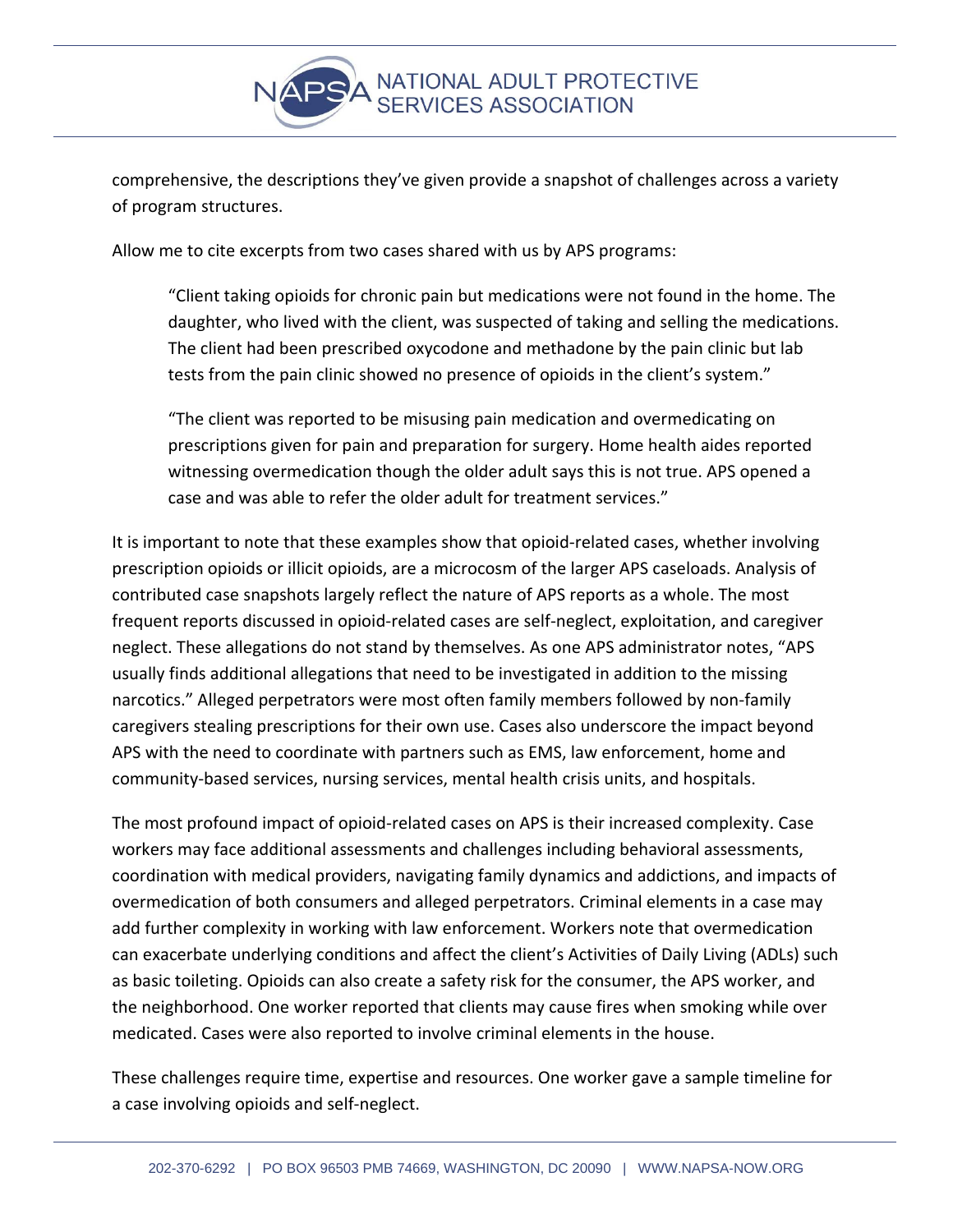comprehensive, the descriptions they've given provide a snapshot of challenges across a variety of program structures.

Allow me to cite excerpts from two cases shared with us by APS programs:

> "Client taking opioids for chronic pain but medications were not found in the home. The daughter, who lived with the client, was suspected of taking and selling the medications. The client had been prescribed oxycodone and methadone by the pain clinic but lab tests from the pain clinic showed no presence of opioids in the client's system."

> "The client was reported to be misusing pain medication and overmedicating on prescriptions given for pain and preparation for surgery. Home health aides reported witnessing overmedication though the older adult says this is not true. APS opened a case and was able to refer the older adult for treatment services."

It is important to note that these examples show that opioid-related cases, whether involving prescription opioids or illicit opioids, are a microcosm of the larger APS caseloads. Analysis of contributed case snapshots largely reflect the nature of APS reports as a whole. The most frequent reports discussed in opioid-related cases are self-neglect, exploitation, and caregiver neglect. These allegations do not stand by themselves. As one APS administrator notes, "APS usually finds additional allegations that need to be investigated in addition to the missing narcotics." Alleged perpetrators were most often family members followed by non-family caregivers stealing prescriptions for their own use. Cases also underscore the impact beyond APS with the need to coordinate with partners such as EMS, law enforcement, home and community-based services, nursing services, mental health crisis units, and hospitals.

The most profound impact of opioid-related cases on APS is their increased complexity. Case workers may face additional assessments and challenges including behavioral assessments, coordination with medical providers, navigating family dynamics and addictions, and impacts of overmedication of both consumers and alleged perpetrators. Criminal elements in a case may add further complexity in working with law enforcement. Workers note that overmedication can exacerbate underlying conditions and affect the client's Activities of Daily Living (ADLs) such as basic toileting. Opioids can also create a safety risk for the consumer, the APS worker, and the neighborhood. One worker reported that clients may cause fires when smoking while over medicated. Cases were also reported to involve criminal elements in the house.

These challenges require time, expertise and resources. One worker gave a sample timeline for a case involving opioids and self-neglect.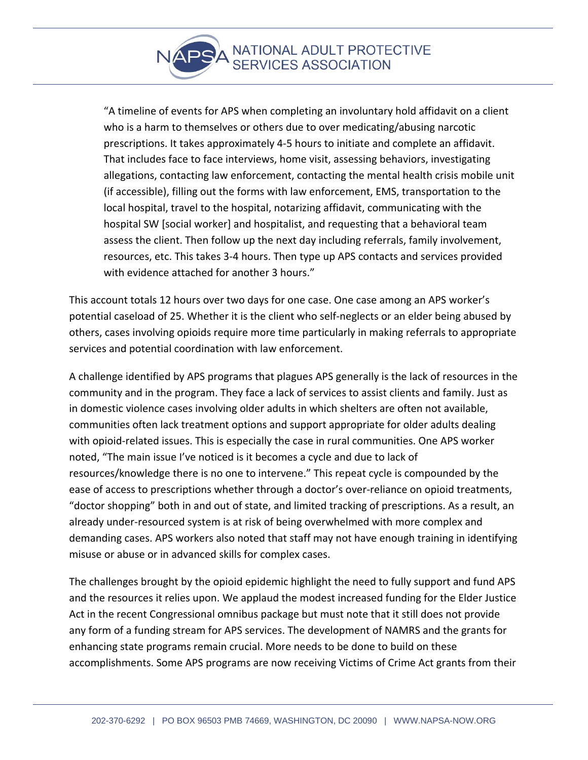> "A timeline of events for APS when completing an involuntary hold affidavit on a client who is a harm to themselves or others due to over medicating/abusing narcotic prescriptions. It takes approximately 4-5 hours to initiate and complete an affidavit. That includes face to face interviews, home visit, assessing behaviors, investigating allegations, contacting law enforcement, contacting the mental health crisis mobile unit (if accessible), filling out the forms with law enforcement, EMS, transportation to the local hospital, travel to the hospital, notarizing affidavit, communicating with the hospital SW [social worker] and hospitalist, and requesting that a behavioral team assess the client. Then follow up the next day including referrals, family involvement, resources, etc. This takes 3-4 hours. Then type up APS contacts and services provided with evidence attached for another 3 hours."

This account totals 12 hours over two days for one case. One case among an APS worker's potential caseload of 25. Whether it is the client who self-neglects or an elder being abused by others, cases involving opioids require more time particularly in making referrals to appropriate services and potential coordination with law enforcement.

A challenge identified by APS programs that plagues APS generally is the lack of resources in the community and in the program. They face a lack of services to assist clients and family. Just as in domestic violence cases involving older adults in which shelters are often not available, communities often lack treatment options and support appropriate for older adults dealing with opioid-related issues. This is especially the case in rural communities. One APS worker noted, "The main issue I've noticed is it becomes a cycle and due to lack of resources/knowledge there is no one to intervene." This repeat cycle is compounded by the ease of access to prescriptions whether through a doctor's over-reliance on opioid treatments, "doctor shopping" both in and out of state, and limited tracking of prescriptions. As a result, an already under-resourced system is at risk of being overwhelmed with more complex and demanding cases. APS workers also noted that staff may not have enough training in identifying misuse or abuse or in advanced skills for complex cases.

The challenges brought by the opioid epidemic highlight the need to fully support and fund APS and the resources it relies upon. We applaud the modest increased funding for the Elder Justice Act in the recent Congressional omnibus package but must note that it still does not provide any form of a funding stream for APS services. The development of NAMRS and the grants for enhancing state programs remain crucial. More needs to be done to build on these accomplishments. Some APS programs are now receiving Victims of Crime Act grants from their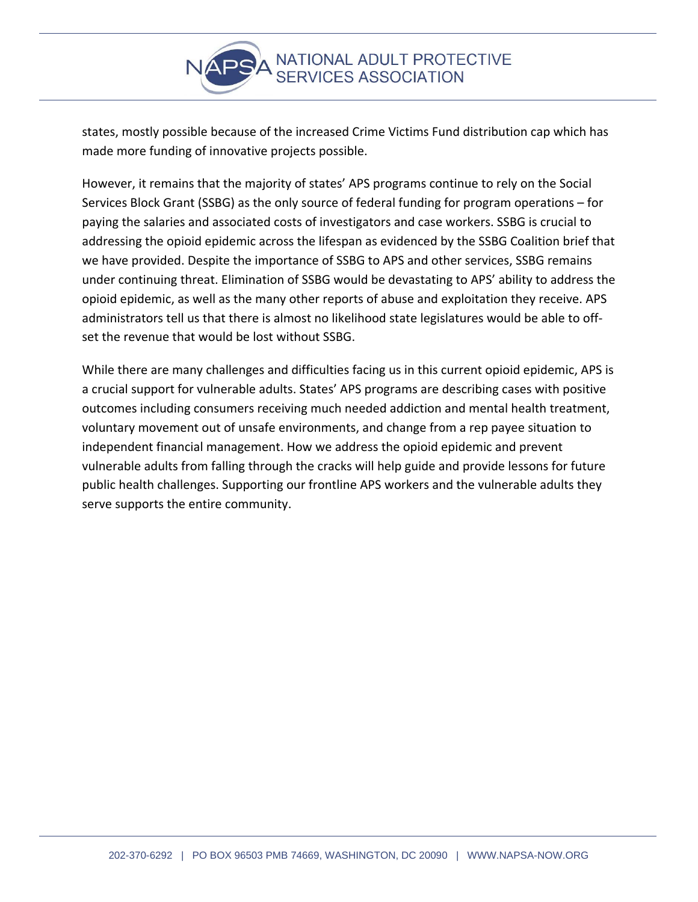states, mostly possible because of the increased Crime Victims Fund distribution cap which has made more funding of innovative projects possible.

However, it remains that the majority of states' APS programs continue to rely on the Social Services Block Grant (SSBG) as the only source of federal funding for program operations – for paying the salaries and associated costs of investigators and case workers. SSBG is crucial to addressing the opioid epidemic across the lifespan as evidenced by the SSBG Coalition brief that we have provided. Despite the importance of SSBG to APS and other services, SSBG remains under continuing threat. Elimination of SSBG would be devastating to APS' ability to address the opioid epidemic, as well as the many other reports of abuse and exploitation they receive. APS administrators tell us that there is almost no likelihood state legislatures would be able to off-set the revenue that would be lost without SSBG.

While there are many challenges and difficulties facing us in this current opioid epidemic, APS is a crucial support for vulnerable adults. States' APS programs are describing cases with positive outcomes including consumers receiving much needed addiction and mental health treatment, voluntary movement out of unsafe environments, and change from a rep payee situation to independent financial management. How we address the opioid epidemic and prevent vulnerable adults from falling through the cracks will help guide and provide lessons for future public health challenges. Supporting our frontline APS workers and the vulnerable adults they serve supports the entire community.